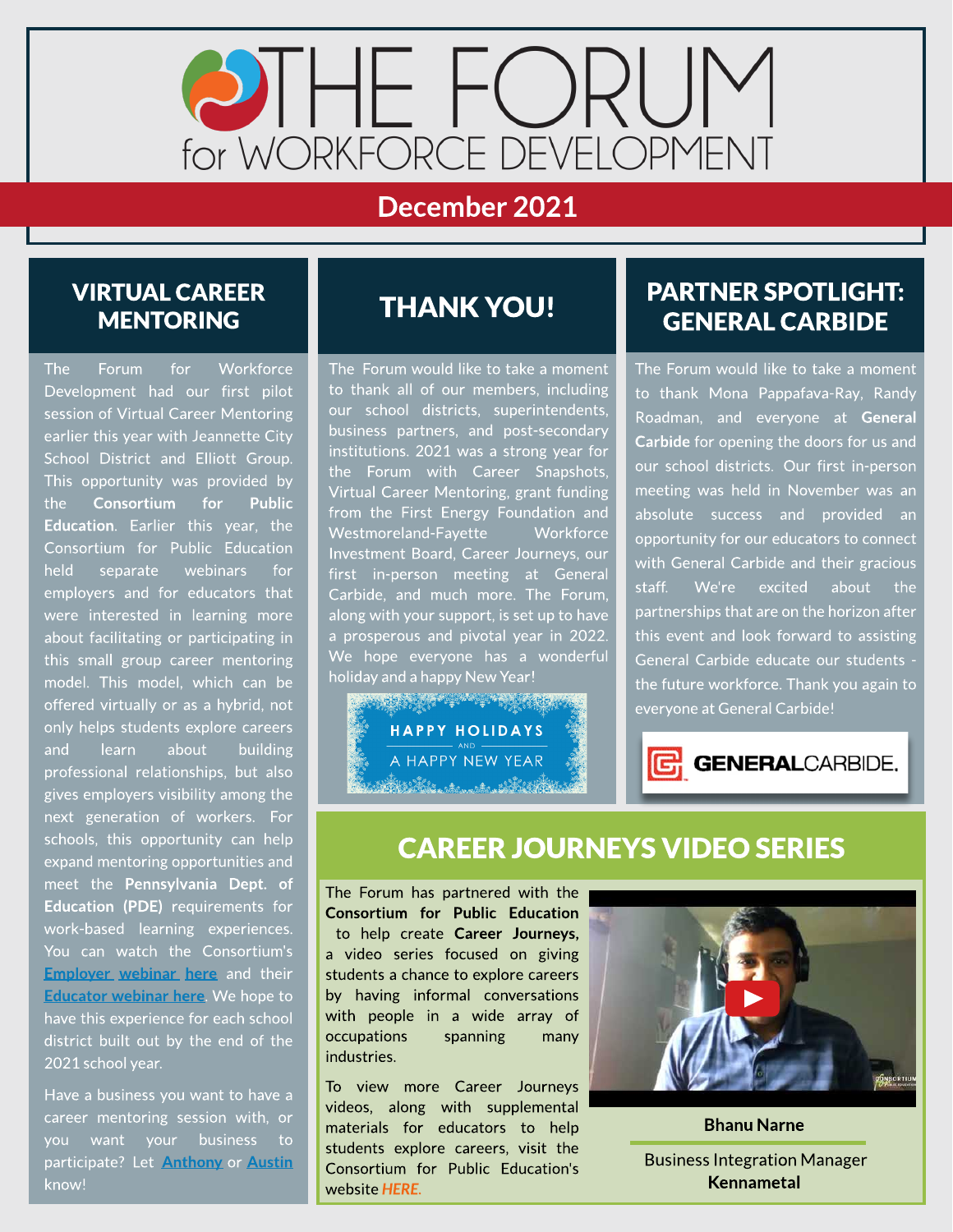# THE FORUM for WORKFORCE DEVELOPMENT

## December 2021

## VIRTUAL CAREER MENTORING

The Forum for Workforce Development had our first pilot session of Virtual Career Mentoring earlier this year with Jeannette City School District and Elliott Group. This opportunity was provided by the **Consortium for Public Education**. Earlier this year, the Consortium for Public Education held separate webinars for employers and for educators that were interested in learning more about facilitating or participating in this small group career mentoring model. This model, which can be offered virtually or as a hybrid, not only helps students explore careers and learn about building professional relationships, but also gives employers visibility among the next generation of workers. For schools, this opportunity can help expand mentoring opportunities and meet the **Pennsylvania Dept. of Education (PDE)** requirements for work-based learning experiences. You can watch the Consortium's Employer webinar here and their Educator webinar here. We hope to have this experience for each school district built out by the end of the 2021 school year.

Have a business you want to have a career mentoring session with, or you want your business to participate? Let Anthony or Austin know!

## THANK YOU!

The Forum would like to take a moment to thank all of our members, including our school districts, superintendents, business partners, and post-secondary institutions. 2021 was a strong year for the Forum with Career Snapshots, Virtual Career Mentoring, grant funding from the First Energy Foundation and Westmoreland-Fayette Workforce Investment Board, Career Journeys, our first in-person meeting at General Carbide, and much more. The Forum, along with your support, is set up to have a prosperous and pivotal year in 2022. We hope everyone has a wonderful holiday and a happy New Year!

HAPPY HOLIDAYS AND A HAPPY NEW YEAR

## PARTNER SPOTLIGHT: GENERAL CARBIDE

The Forum would like to take a moment to thank Mona Pappafava-Ray, Randy Roadman, and everyone at **General Carbide** for opening the doors for us and our school districts. Our first in-person meeting was held in November was an absolute success and provided an opportunity for our educators to connect with General Carbide and their gracious staff. We're excited about the partnerships that are on the horizon after this event and look forward to assisting General Carbide educate our students - the future workforce. Thank you again to everyone at General Carbide!

GENERALCARBIDE.

## CAREER JOURNEYS VIDEO SERIES

The Forum has partnered with the **Consortium for Public Education** to help create **Career Journeys,** a video series focused on giving students a chance to explore careers by having informal conversations with people in a wide array of occupations spanning many industries.

To view more Career Journeys videos, along with supplemental materials for educators to help students explore careers, visit the Consortium for Public Education's website *HERE*.

**Bhanu Narne**

Business Integration Manager
**Kennametal**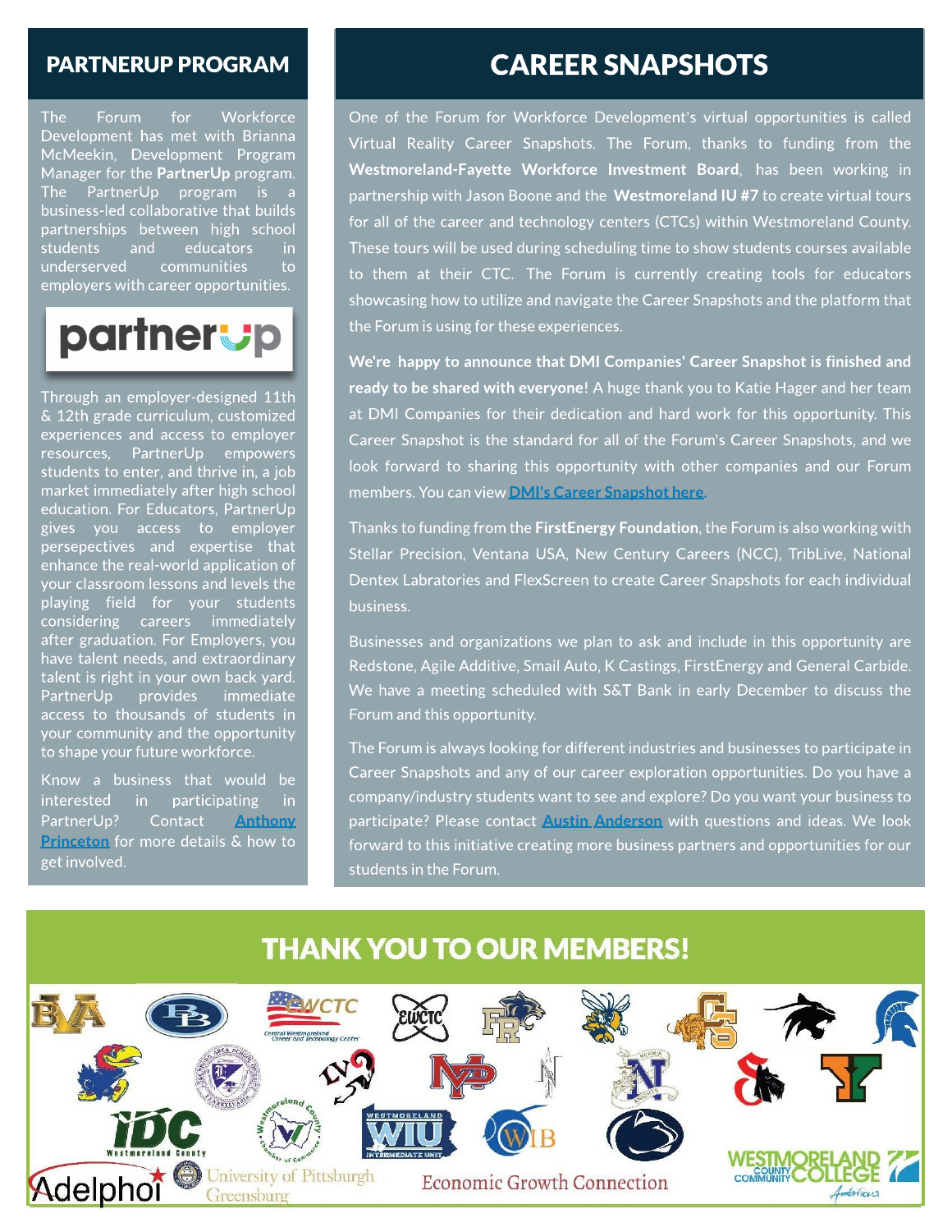## PARTNERUP PROGRAM

The Forum for Workforce Development has met with Brianna McMeekin, Development Program Manager for the **PartnerUp** program. The PartnerUp program is a business-led collaborative that builds partnerships between high school students and educators in underserved communities to employers with career opportunities.

partnerup

Through an employer-designed 11th & 12th grade curriculum, customized experiences and access to employer resources, PartnerUp empowers students to enter, and thrive in, a job market immediately after high school education. For Educators, PartnerUp gives you access to employer persepectives and expertise that enhance the real-world application of your classroom lessons and levels the playing field for your students considering careers immediately after graduation. For Employers, you have talent needs, and extraordinary talent is right in your own back yard. PartnerUp provides immediate access to thousands of students in your community and the opportunity to shape your future workforce.

Know a business that would be interested in participating in PartnerUp? Contact Anthony Princeton for more details & how to get involved.

## CAREER SNAPSHOTS

One of the Forum for Workforce Development's virtual opportunities is called Virtual Reality Career Snapshots. The Forum, thanks to funding from the **Westmoreland-Fayette Workforce Investment Board**, has been working in partnership with Jason Boone and the **Westmoreland IU #7** to create virtual tours for all of the career and technology centers (CTCs) within Westmoreland County. These tours will be used during scheduling time to show students courses available to them at their CTC. The Forum is currently creating tools for educators showcasing how to utilize and navigate the Career Snapshots and the platform that the Forum is using for these experiences.

**We're happy to announce that DMI Companies' Career Snapshot is finished and ready to be shared with everyone!** A huge thank you to Katie Hager and her team at DMI Companies for their dedication and hard work for this opportunity. This Career Snapshot is the standard for all of the Forum's Career Snapshots, and we look forward to sharing this opportunity with other companies and our Forum members. You can view **DMI's Career Snapshot here**.

Thanks to funding from the **FirstEnergy Foundation**, the Forum is also working with Stellar Precision, Ventana USA, New Century Careers (NCC), TribLive, National Dentex Labratories and FlexScreen to create Career Snapshots for each individual business.

Businesses and organizations we plan to ask and include in this opportunity are Redstone, Agile Additive, Smail Auto, K Castings, FirstEnergy and General Carbide. We have a meeting scheduled with S&T Bank in early December to discuss the Forum and this opportunity.

The Forum is always looking for different industries and businesses to participate in Career Snapshots and any of our career exploration opportunities. Do you have a company/industry students want to see and explore? Do you want your business to participate? Please contact Austin Anderson with questions and ideas. We look forward to this initiative creating more business partners and opportunities for our students in the Forum.

## THANK YOU TO OUR MEMBERS!

CWCTC Central Westmoreland Career and Technology Center

EWCTC

IDC Westmoreland County

Westmoreland County Chamber of Commerce

Westmoreland WIU Intermediate Unit

WIB

Adelphoi

University of Pittsburgh Greensburg

Economic Growth Connection

Westmoreland County Community College